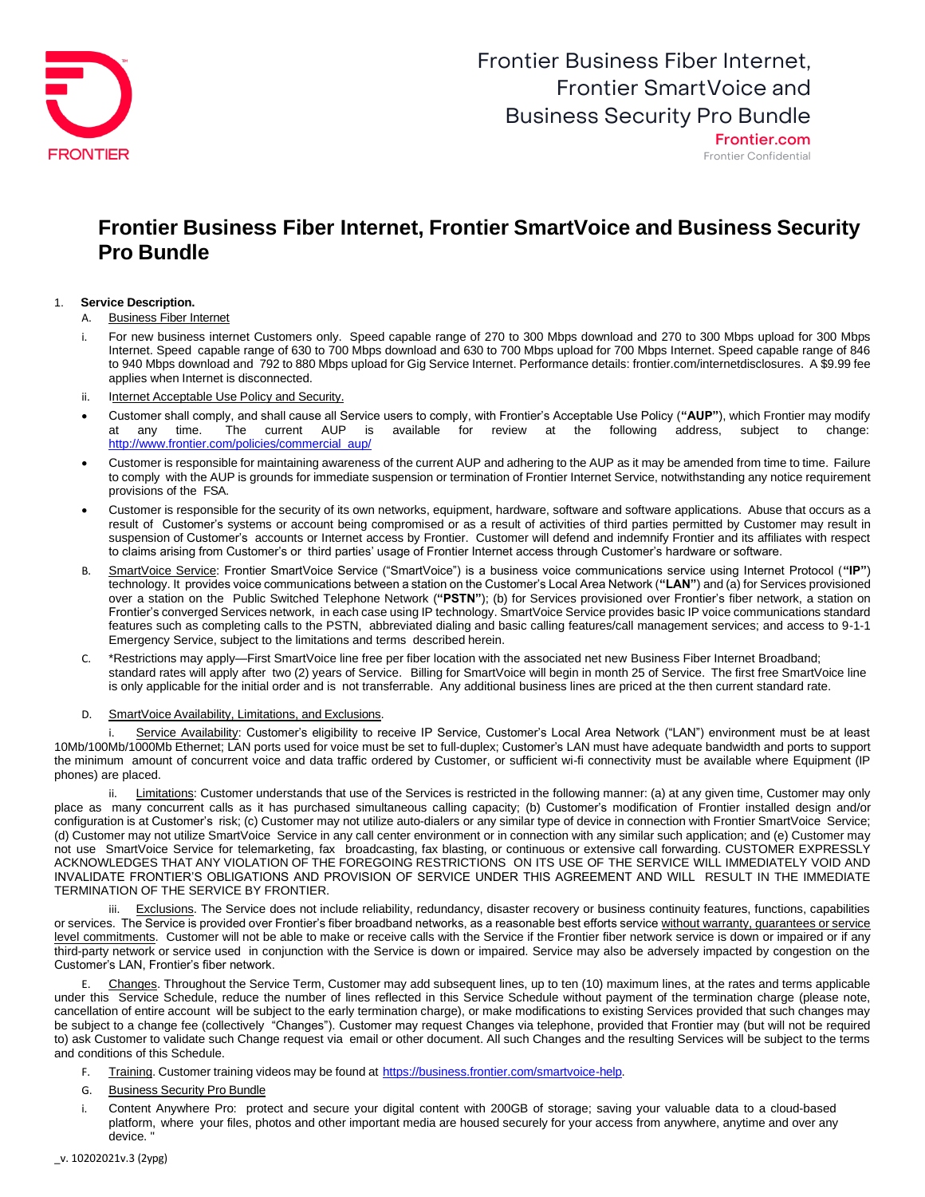# Frontier Business Fiber Internet, Frontier SmartVoice and Business Security Pro Bundle

1. **Service Description.**

   A. Business Fiber Internet

   i. For new business internet Customers only. Speed capable range of 270 to 300 Mbps download and 270 to 300 Mbps upload for 300 Mbps Internet. Speed capable range of 630 to 700 Mbps download and 630 to 700 Mbps upload for 700 Mbps Internet. Speed capable range of 846 to 940 Mbps download and 792 to 880 Mbps upload for Gig Service Internet. Performance details: frontier.com/internetdisclosures. A $9.99 fee applies when Internet is disconnected.

   ii. Internet Acceptable Use Policy and Security.

   - Customer shall comply, and shall cause all Service users to comply, with Frontier's Acceptable Use Policy (**"AUP"**), which Frontier may modify at any time. The current AUP is available for review at the following address, subject to change: http://www.frontier.com/policies/commercial_aup/
   - Customer is responsible for maintaining awareness of the current AUP and adhering to the AUP as it may be amended from time to time. Failure to comply with the AUP is grounds for immediate suspension or termination of Frontier Internet Service, notwithstanding any notice requirement provisions of the FSA.
   - Customer is responsible for the security of its own networks, equipment, hardware, software and software applications. Abuse that occurs as a result of Customer's systems or account being compromised or as a result of activities of third parties permitted by Customer may result in suspension of Customer's accounts or Internet access by Frontier. Customer will defend and indemnify Frontier and its affiliates with respect to claims arising from Customer's or third parties' usage of Frontier Internet access through Customer's hardware or software.

   B. SmartVoice Service: Frontier SmartVoice Service ("SmartVoice") is a business voice communications service using Internet Protocol (**"IP"**) technology. It provides voice communications between a station on the Customer's Local Area Network (**"LAN"**) and (a) for Services provisioned over a station on the Public Switched Telephone Network (**"PSTN"**); (b) for Services provisioned over Frontier's fiber network, a station on Frontier's converged Services network, in each case using IP technology. SmartVoice Service provides basic IP voice communications standard features such as completing calls to the PSTN, abbreviated dialing and basic calling features/call management services; and access to 9-1-1 Emergency Service, subject to the limitations and terms described herein.

   C. *Restrictions may apply—First SmartVoice line free per fiber location with the associated net new Business Fiber Internet Broadband; standard rates will apply after two (2) years of Service. Billing for SmartVoice will begin in month 25 of Service. The first free SmartVoice line is only applicable for the initial order and is not transferrable. Any additional business lines are priced at the then current standard rate.

   D. SmartVoice Availability, Limitations, and Exclusions.

   i. Service Availability: Customer's eligibility to receive IP Service, Customer's Local Area Network ("LAN") environment must be at least 10Mb/100Mb/1000Mb Ethernet; LAN ports used for voice must be set to full-duplex; Customer's LAN must have adequate bandwidth and ports to support the minimum amount of concurrent voice and data traffic ordered by Customer, or sufficient wi-fi connectivity must be available where Equipment (IP phones) are placed.

   ii. Limitations: Customer understands that use of the Services is restricted in the following manner: (a) at any given time, Customer may only place as many concurrent calls as it has purchased simultaneous calling capacity; (b) Customer's modification of Frontier installed design and/or configuration is at Customer's risk; (c) Customer may not utilize auto-dialers or any similar type of device in connection with Frontier SmartVoice Service; (d) Customer may not utilize SmartVoice Service in any call center environment or in connection with any similar such application; and (e) Customer may not use SmartVoice Service for telemarketing, fax broadcasting, fax blasting, or continuous or extensive call forwarding. CUSTOMER EXPRESSLY ACKNOWLEDGES THAT ANY VIOLATION OF THE FOREGOING RESTRICTIONS ON ITS USE OF THE SERVICE WILL IMMEDIATELY VOID AND INVALIDATE FRONTIER'S OBLIGATIONS AND PROVISION OF SERVICE UNDER THIS AGREEMENT AND WILL RESULT IN THE IMMEDIATE TERMINATION OF THE SERVICE BY FRONTIER.

   iii. Exclusions. The Service does not include reliability, redundancy, disaster recovery or business continuity features, functions, capabilities or services. The Service is provided over Frontier's fiber broadband networks, as a reasonable best efforts service without warranty, guarantees or service level commitments. Customer will not be able to make or receive calls with the Service if the Frontier fiber network service is down or impaired or if any third-party network or service used in conjunction with the Service is down or impaired. Service may also be adversely impacted by congestion on the Customer's LAN, Frontier's fiber network.

   E. Changes. Throughout the Service Term, Customer may add subsequent lines, up to ten (10) maximum lines, at the rates and terms applicable under this Service Schedule, reduce the number of lines reflected in this Service Schedule without payment of the termination charge (please note, cancellation of entire account will be subject to the early termination charge), or make modifications to existing Services provided that such changes may be subject to a change fee (collectively "Changes"). Customer may request Changes via telephone, provided that Frontier may (but will not be required to) ask Customer to validate such Change request via email or other document. All such Changes and the resulting Services will be subject to the terms and conditions of this Schedule.

   F. Training. Customer training videos may be found at https://business.frontier.com/smartvoice-help.

   G. Business Security Pro Bundle

   i. Content Anywhere Pro: protect and secure your digital content with 200GB of storage; saving your valuable data to a cloud-based platform, where your files, photos and other important media are housed securely for your access from anywhere, anytime and over any device. "

_v. 10202021v.3 (2ypg)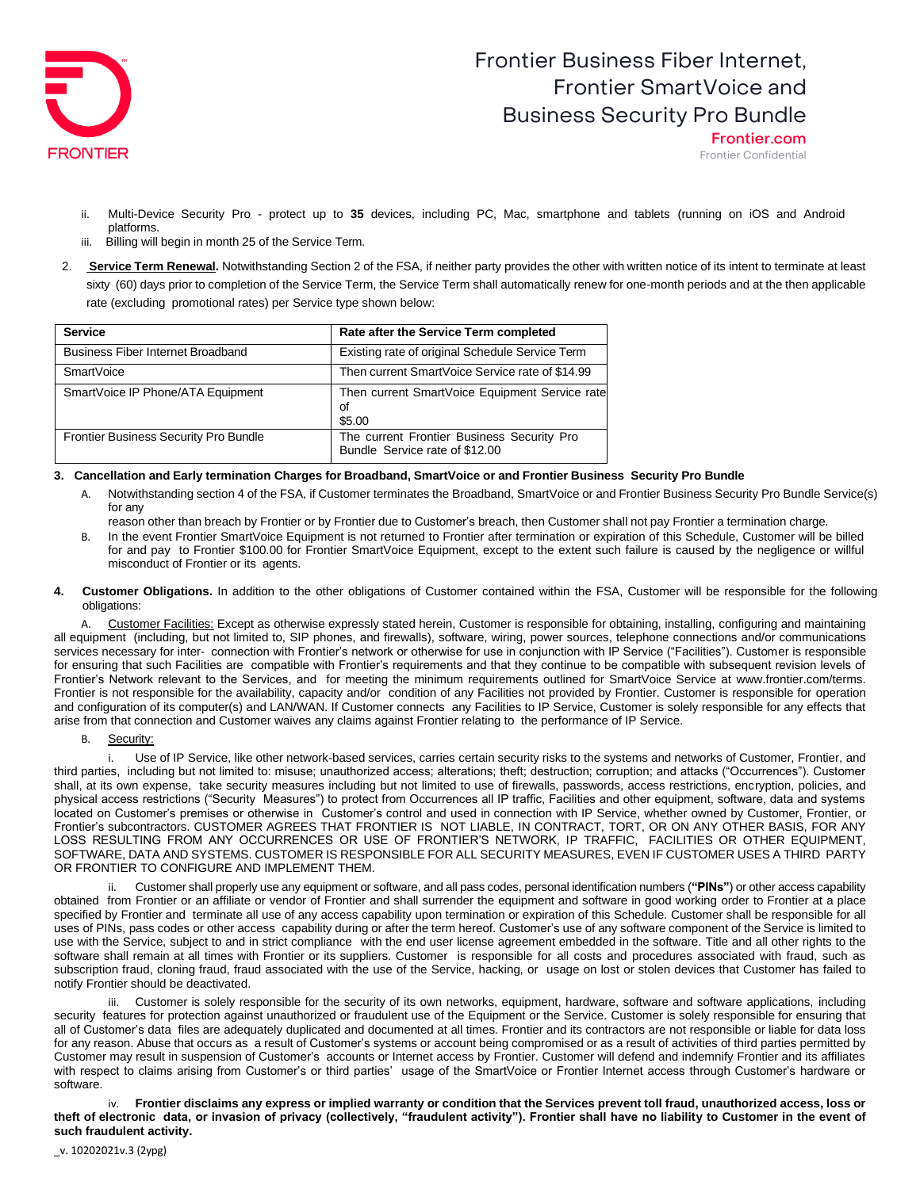ii. Multi-Device Security Pro - protect up to **35** devices, including PC, Mac, smartphone and tablets (running on iOS and Android platforms.

iii. Billing will begin in month 25 of the Service Term.

2. **Service Term Renewal.** Notwithstanding Section 2 of the FSA, if neither party provides the other with written notice of its intent to terminate at least sixty (60) days prior to completion of the Service Term, the Service Term shall automatically renew for one-month periods and at the then applicable rate (excluding promotional rates) per Service type shown below:

| Service | Rate after the Service Term completed |
|---|---|
| Business Fiber Internet Broadband | Existing rate of original Schedule Service Term |
| SmartVoice | Then current SmartVoice Service rate of $14.99 |
| SmartVoice IP Phone/ATA Equipment | Then current SmartVoice Equipment Service rate of $5.00 |
| Frontier Business Security Pro Bundle | The current Frontier Business Security Pro Bundle Service rate of $12.00 |

**3. Cancellation and Early termination Charges for Broadband, SmartVoice or and Frontier Business Security Pro Bundle**

A. Notwithstanding section 4 of the FSA, if Customer terminates the Broadband, SmartVoice or and Frontier Business Security Pro Bundle Service(s) for any reason other than breach by Frontier or by Frontier due to Customer's breach, then Customer shall not pay Frontier a termination charge.

B. In the event Frontier SmartVoice Equipment is not returned to Frontier after termination or expiration of this Schedule, Customer will be billed for and pay to Frontier $100.00 for Frontier SmartVoice Equipment, except to the extent such failure is caused by the negligence or willful misconduct of Frontier or its agents.

**4. Customer Obligations.** In addition to the other obligations of Customer contained within the FSA, Customer will be responsible for the following obligations:

A. Customer Facilities: Except as otherwise expressly stated herein, Customer is responsible for obtaining, installing, configuring and maintaining all equipment (including, but not limited to, SIP phones, and firewalls), software, wiring, power sources, telephone connections and/or communications services necessary for inter- connection with Frontier's network or otherwise for use in conjunction with IP Service ("Facilities"). Customer is responsible for ensuring that such Facilities are compatible with Frontier's requirements and that they continue to be compatible with subsequent revision levels of Frontier's Network relevant to the Services, and for meeting the minimum requirements outlined for SmartVoice Service at www.frontier.com/terms. Frontier is not responsible for the availability, capacity and/or condition of any Facilities not provided by Frontier. Customer is responsible for operation and configuration of its computer(s) and LAN/WAN. If Customer connects any Facilities to IP Service, Customer is solely responsible for any effects that arise from that connection and Customer waives any claims against Frontier relating to the performance of IP Service.

B. Security:

i. Use of IP Service, like other network-based services, carries certain security risks to the systems and networks of Customer, Frontier, and third parties, including but not limited to: misuse; unauthorized access; alterations; theft; destruction; corruption; and attacks ("Occurrences"). Customer shall, at its own expense, take security measures including but not limited to use of firewalls, passwords, access restrictions, encryption, policies, and physical access restrictions ("Security Measures") to protect from Occurrences all IP traffic, Facilities and other equipment, software, data and systems located on Customer's premises or otherwise in Customer's control and used in connection with IP Service, whether owned by Customer, Frontier, or Frontier's subcontractors. CUSTOMER AGREES THAT FRONTIER IS NOT LIABLE, IN CONTRACT, TORT, OR ON ANY OTHER BASIS, FOR ANY LOSS RESULTING FROM ANY OCCURRENCES OR USE OF FRONTIER'S NETWORK, IP TRAFFIC, FACILITIES OR OTHER EQUIPMENT, SOFTWARE, DATA AND SYSTEMS. CUSTOMER IS RESPONSIBLE FOR ALL SECURITY MEASURES, EVEN IF CUSTOMER USES A THIRD PARTY OR FRONTIER TO CONFIGURE AND IMPLEMENT THEM.

ii. Customer shall properly use any equipment or software, and all pass codes, personal identification numbers (**"PINs"**) or other access capability obtained from Frontier or an affiliate or vendor of Frontier and shall surrender the equipment and software in good working order to Frontier at a place specified by Frontier and terminate all use of any access capability upon termination or expiration of this Schedule. Customer shall be responsible for all uses of PINs, pass codes or other access capability during or after the term hereof. Customer's use of any software component of the Service is limited to use with the Service, subject to and in strict compliance with the end user license agreement embedded in the software. Title and all other rights to the software shall remain at all times with Frontier or its suppliers. Customer is responsible for all costs and procedures associated with fraud, such as subscription fraud, cloning fraud, fraud associated with the use of the Service, hacking, or usage on lost or stolen devices that Customer has failed to notify Frontier should be deactivated.

iii. Customer is solely responsible for the security of its own networks, equipment, hardware, software and software applications, including security features for protection against unauthorized or fraudulent use of the Equipment or the Service. Customer is solely responsible for ensuring that all of Customer's data files are adequately duplicated and documented at all times. Frontier and its contractors are not responsible or liable for data loss for any reason. Abuse that occurs as a result of Customer's systems or account being compromised or as a result of activities of third parties permitted by Customer may result in suspension of Customer's accounts or Internet access by Frontier. Customer will defend and indemnify Frontier and its affiliates with respect to claims arising from Customer's or third parties' usage of the SmartVoice or Frontier Internet access through Customer's hardware or software.

iv. **Frontier disclaims any express or implied warranty or condition that the Services prevent toll fraud, unauthorized access, loss or theft of electronic data, or invasion of privacy (collectively, "fraudulent activity"). Frontier shall have no liability to Customer in the event of such fraudulent activity.**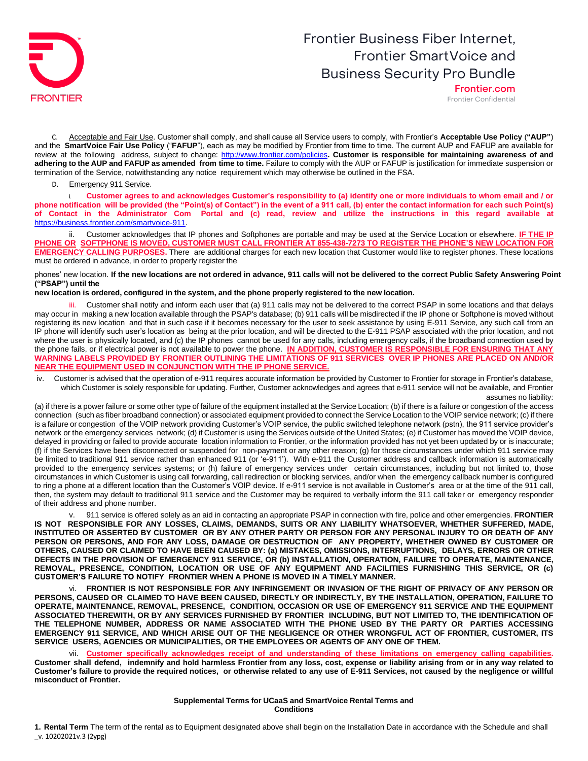C. Acceptable and Fair Use. Customer shall comply, and shall cause all Service users to comply, with Frontier's **Acceptable Use Policy** (**"AUP"**) and the **SmartVoice Fair Use Policy** ("**FAFUP**"), each as may be modified by Frontier from time to time. The current AUP and FAFUP are available for review at the following address, subject to change: http://www.frontier.com/policies**. Customer is responsible for maintaining awareness of and adhering to the AUP and FAFUP as amended from time to time.** Failure to comply with the AUP or FAFUP is justification for immediate suspension or termination of the Service, notwithstanding any notice requirement which may otherwise be outlined in the FSA.

D. Emergency 911 Service.

i. **Customer agrees to and acknowledges Customer's responsibility to (a) identify one or more individuals to whom email and / or phone notification will be provided (the "Point(s) of Contact") in the event of a 911 call, (b) enter the contact information for each such Point(s) of Contact in the Administrator Com Portal and (c) read, review and utilize the instructions in this regard available at** https://business.frontier.com/smartvoice-911.

ii. Customer acknowledges that IP phones and Softphones are portable and may be used at the Service Location or elsewhere. **IF THE IP PHONE OR SOFTPHONE IS MOVED, CUSTOMER MUST CALL FRONTIER AT 855-438-7273 TO REGISTER THE PHONE'S NEW LOCATION FOR EMERGENCY CALLING PURPOSES.** There are additional charges for each new location that Customer would like to register phones. These locations must be ordered in advance, in order to properly register the phones' new location. **If the new locations are not ordered in advance, 911 calls will not be delivered to the correct Public Safety Answering Point ("PSAP") until the new location is ordered, configured in the system, and the phone properly registered to the new location.**

iii. Customer shall notify and inform each user that (a) 911 calls may not be delivered to the correct PSAP in some locations and that delays may occur in making a new location available through the PSAP's database; (b) 911 calls will be misdirected if the IP phone or Softphone is moved without registering its new location and that in such case if it becomes necessary for the user to seek assistance by using E-911 Service, any such call from an IP phone will identify such user's location as being at the prior location, and will be directed to the E-911 PSAP associated with the prior location, and not where the user is physically located, and (c) the IP phones cannot be used for any calls, including emergency calls, if the broadband connection used by the phone fails, or if electrical power is not available to power the phone. **IN ADDITION, CUSTOMER IS RESPONSIBLE FOR ENSURING THAT ANY WARNING LABELS PROVIDED BY FRONTIER OUTLINING THE LIMITATIONS OF 911 SERVICES OVER IP PHONES ARE PLACED ON AND/OR NEAR THE EQUIPMENT USED IN CONJUNCTION WITH THE IP PHONE SERVICE.**

iv. Customer is advised that the operation of e-911 requires accurate information be provided by Customer to Frontier for storage in Frontier's database, which Customer is solely responsible for updating. Further, Customer acknowledges and agrees that e-911 service will not be available, and Frontier assumes no liability:

(a) if there is a power failure or some other type of failure of the equipment installed at the Service Location; (b) if there is a failure or congestion of the access connection (such as fiber broadband connection) or associated equipment provided to connect the Service Location to the VOIP service network; (c) if there is a failure or congestion of the VOIP network providing Customer's VOIP service, the public switched telephone network (pstn), the 911 service provider's network or the emergency services network; (d) if Customer is using the Services outside of the United States; (e) if Customer has moved the VOIP device, delayed in providing or failed to provide accurate location information to Frontier, or the information provided has not yet been updated by or is inaccurate; (f) if the Services have been disconnected or suspended for non-payment or any other reason; (g) for those circumstances under which 911 service may be limited to traditional 911 service rather than enhanced 911 (or 'e-911'). With e-911 the Customer address and callback information is automatically provided to the emergency services systems; or (h) failure of emergency services under certain circumstances, including but not limited to, those circumstances in which Customer is using call forwarding, call redirection or blocking services, and/or when the emergency callback number is configured to ring a phone at a different location than the Customer's VOIP device. If e-911 service is not available in Customer's area or at the time of the 911 call, then, the system may default to traditional 911 service and the Customer may be required to verbally inform the 911 call taker or emergency responder of their address and phone number.

v. 911 service is offered solely as an aid in contacting an appropriate PSAP in connection with fire, police and other emergencies. **FRONTIER IS NOT RESPONSIBLE FOR ANY LOSSES, CLAIMS, DEMANDS, SUITS OR ANY LIABILITY WHATSOEVER, WHETHER SUFFERED, MADE, INSTITUTED OR ASSERTED BY CUSTOMER OR BY ANY OTHER PARTY OR PERSON FOR ANY PERSONAL INJURY TO OR DEATH OF ANY PERSON OR PERSONS, AND FOR ANY LOSS, DAMAGE OR DESTRUCTION OF ANY PROPERTY, WHETHER OWNED BY CUSTOMER OR OTHERS, CAUSED OR CLAIMED TO HAVE BEEN CAUSED BY: (a) MISTAKES, OMISSIONS, INTERRUPTIONS, DELAYS, ERRORS OR OTHER DEFECTS IN THE PROVISION OF EMERGENCY 911 SERVICE, OR (b) INSTALLATION, OPERATION, FAILURE TO OPERATE, MAINTENANCE, REMOVAL, PRESENCE, CONDITION, LOCATION OR USE OF ANY EQUIPMENT AND FACILITIES FURNISHING THIS SERVICE, OR (c) CUSTOMER'S FAILURE TO NOTIFY FRONTIER WHEN A PHONE IS MOVED IN A TIMELY MANNER.**

vi. **FRONTIER IS NOT RESPONSIBLE FOR ANY INFRINGEMENT OR INVASION OF THE RIGHT OF PRIVACY OF ANY PERSON OR PERSONS, CAUSED OR CLAIMED TO HAVE BEEN CAUSED, DIRECTLY OR INDIRECTLY, BY THE INSTALLATION, OPERATION, FAILURE TO OPERATE, MAINTENANCE, REMOVAL, PRESENCE, CONDITION, OCCASION OR USE OF EMERGENCY 911 SERVICE AND THE EQUIPMENT ASSOCIATED THEREWITH, OR BY ANY SERVICES FURNISHED BY FRONTIER INCLUDING, BUT NOT LIMITED TO, THE IDENTIFICATION OF THE TELEPHONE NUMBER, ADDRESS OR NAME ASSOCIATED WITH THE PHONE USED BY THE PARTY OR PARTIES ACCESSING EMERGENCY 911 SERVICE, AND WHICH ARISE OUT OF THE NEGLIGENCE OR OTHER WRONGFUL ACT OF FRONTIER, CUSTOMER, ITS SERVICE USERS, AGENCIES OR MUNICIPALITIES, OR THE EMPLOYEES OR AGENTS OF ANY ONE OF THEM.**

vii. **Customer specifically acknowledges receipt of and understanding of these limitations on emergency calling capabilities. Customer shall defend, indemnify and hold harmless Frontier from any loss, cost, expense or liability arising from or in any way related to Customer's failure to provide the required notices, or otherwise related to any use of E-911 Services, not caused by the negligence or willful misconduct of Frontier.**

**Supplemental Terms for UCaaS and SmartVoice Rental Terms and Conditions**

**1. Rental Term** The term of the rental as to Equipment designated above shall begin on the Installation Date in accordance with the Schedule and shall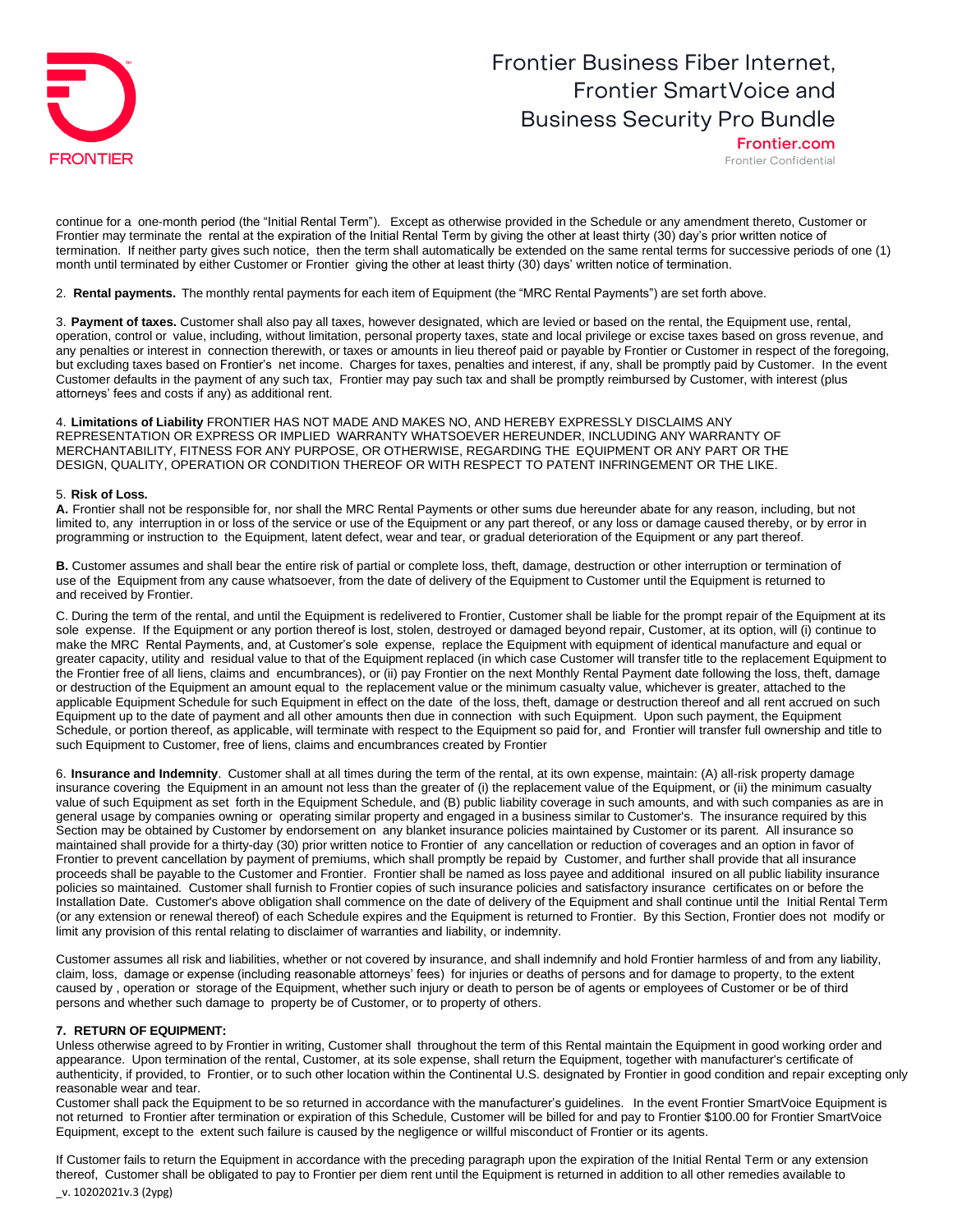continue for a one-month period (the "Initial Rental Term"). Except as otherwise provided in the Schedule or any amendment thereto, Customer or Frontier may terminate the rental at the expiration of the Initial Rental Term by giving the other at least thirty (30) day's prior written notice of termination. If neither party gives such notice, then the term shall automatically be extended on the same rental terms for successive periods of one (1) month until terminated by either Customer or Frontier giving the other at least thirty (30) days' written notice of termination.

2. **Rental payments.** The monthly rental payments for each item of Equipment (the "MRC Rental Payments") are set forth above.

3. **Payment of taxes.** Customer shall also pay all taxes, however designated, which are levied or based on the rental, the Equipment use, rental, operation, control or value, including, without limitation, personal property taxes, state and local privilege or excise taxes based on gross revenue, and any penalties or interest in connection therewith, or taxes or amounts in lieu thereof paid or payable by Frontier or Customer in respect of the foregoing, but excluding taxes based on Frontier's net income. Charges for taxes, penalties and interest, if any, shall be promptly paid by Customer. In the event Customer defaults in the payment of any such tax, Frontier may pay such tax and shall be promptly reimbursed by Customer, with interest (plus attorneys' fees and costs if any) as additional rent.

4. **Limitations of Liability** FRONTIER HAS NOT MADE AND MAKES NO, AND HEREBY EXPRESSLY DISCLAIMS ANY REPRESENTATION OR EXPRESS OR IMPLIED WARRANTY WHATSOEVER HEREUNDER, INCLUDING ANY WARRANTY OF MERCHANTABILITY, FITNESS FOR ANY PURPOSE, OR OTHERWISE, REGARDING THE EQUIPMENT OR ANY PART OR THE DESIGN, QUALITY, OPERATION OR CONDITION THEREOF OR WITH RESPECT TO PATENT INFRINGEMENT OR THE LIKE.

5. **Risk of Loss.**

**A.** Frontier shall not be responsible for, nor shall the MRC Rental Payments or other sums due hereunder abate for any reason, including, but not limited to, any interruption in or loss of the service or use of the Equipment or any part thereof, or any loss or damage caused thereby, or by error in programming or instruction to the Equipment, latent defect, wear and tear, or gradual deterioration of the Equipment or any part thereof.

**B.** Customer assumes and shall bear the entire risk of partial or complete loss, theft, damage, destruction or other interruption or termination of use of the Equipment from any cause whatsoever, from the date of delivery of the Equipment to Customer until the Equipment is returned to and received by Frontier.

C. During the term of the rental, and until the Equipment is redelivered to Frontier, Customer shall be liable for the prompt repair of the Equipment at its sole expense. If the Equipment or any portion thereof is lost, stolen, destroyed or damaged beyond repair, Customer, at its option, will (i) continue to make the MRC Rental Payments, and, at Customer's sole expense, replace the Equipment with equipment of identical manufacture and equal or greater capacity, utility and residual value to that of the Equipment replaced (in which case Customer will transfer title to the replacement Equipment to the Frontier free of all liens, claims and encumbrances), or (ii) pay Frontier on the next Monthly Rental Payment date following the loss, theft, damage or destruction of the Equipment an amount equal to the replacement value or the minimum casualty value, whichever is greater, attached to the applicable Equipment Schedule for such Equipment in effect on the date of the loss, theft, damage or destruction thereof and all rent accrued on such Equipment up to the date of payment and all other amounts then due in connection with such Equipment. Upon such payment, the Equipment Schedule, or portion thereof, as applicable, will terminate with respect to the Equipment so paid for, and Frontier will transfer full ownership and title to such Equipment to Customer, free of liens, claims and encumbrances created by Frontier

6. **Insurance and Indemnity**. Customer shall at all times during the term of the rental, at its own expense, maintain: (A) all-risk property damage insurance covering the Equipment in an amount not less than the greater of (i) the replacement value of the Equipment, or (ii) the minimum casualty value of such Equipment as set forth in the Equipment Schedule, and (B) public liability coverage in such amounts, and with such companies as are in general usage by companies owning or operating similar property and engaged in a business similar to Customer's. The insurance required by this Section may be obtained by Customer by endorsement on any blanket insurance policies maintained by Customer or its parent. All insurance so maintained shall provide for a thirty-day (30) prior written notice to Frontier of any cancellation or reduction of coverages and an option in favor of Frontier to prevent cancellation by payment of premiums, which shall promptly be repaid by Customer, and further shall provide that all insurance proceeds shall be payable to the Customer and Frontier. Frontier shall be named as loss payee and additional insured on all public liability insurance policies so maintained. Customer shall furnish to Frontier copies of such insurance policies and satisfactory insurance certificates on or before the Installation Date. Customer's above obligation shall commence on the date of delivery of the Equipment and shall continue until the Initial Rental Term (or any extension or renewal thereof) of each Schedule expires and the Equipment is returned to Frontier. By this Section, Frontier does not modify or limit any provision of this rental relating to disclaimer of warranties and liability, or indemnity.

Customer assumes all risk and liabilities, whether or not covered by insurance, and shall indemnify and hold Frontier harmless of and from any liability, claim, loss, damage or expense (including reasonable attorneys' fees) for injuries or deaths of persons and for damage to property, to the extent caused by , operation or storage of the Equipment, whether such injury or death to person be of agents or employees of Customer or be of third persons and whether such damage to property be of Customer, or to property of others.

**7. RETURN OF EQUIPMENT:**

Unless otherwise agreed to by Frontier in writing, Customer shall throughout the term of this Rental maintain the Equipment in good working order and appearance. Upon termination of the rental, Customer, at its sole expense, shall return the Equipment, together with manufacturer's certificate of authenticity, if provided, to Frontier, or to such other location within the Continental U.S. designated by Frontier in good condition and repair excepting only reasonable wear and tear.

Customer shall pack the Equipment to be so returned in accordance with the manufacturer's guidelines. In the event Frontier SmartVoice Equipment is not returned to Frontier after termination or expiration of this Schedule, Customer will be billed for and pay to Frontier $100.00 for Frontier SmartVoice Equipment, except to the extent such failure is caused by the negligence or willful misconduct of Frontier or its agents.

If Customer fails to return the Equipment in accordance with the preceding paragraph upon the expiration of the Initial Rental Term or any extension thereof, Customer shall be obligated to pay to Frontier per diem rent until the Equipment is returned in addition to all other remedies available to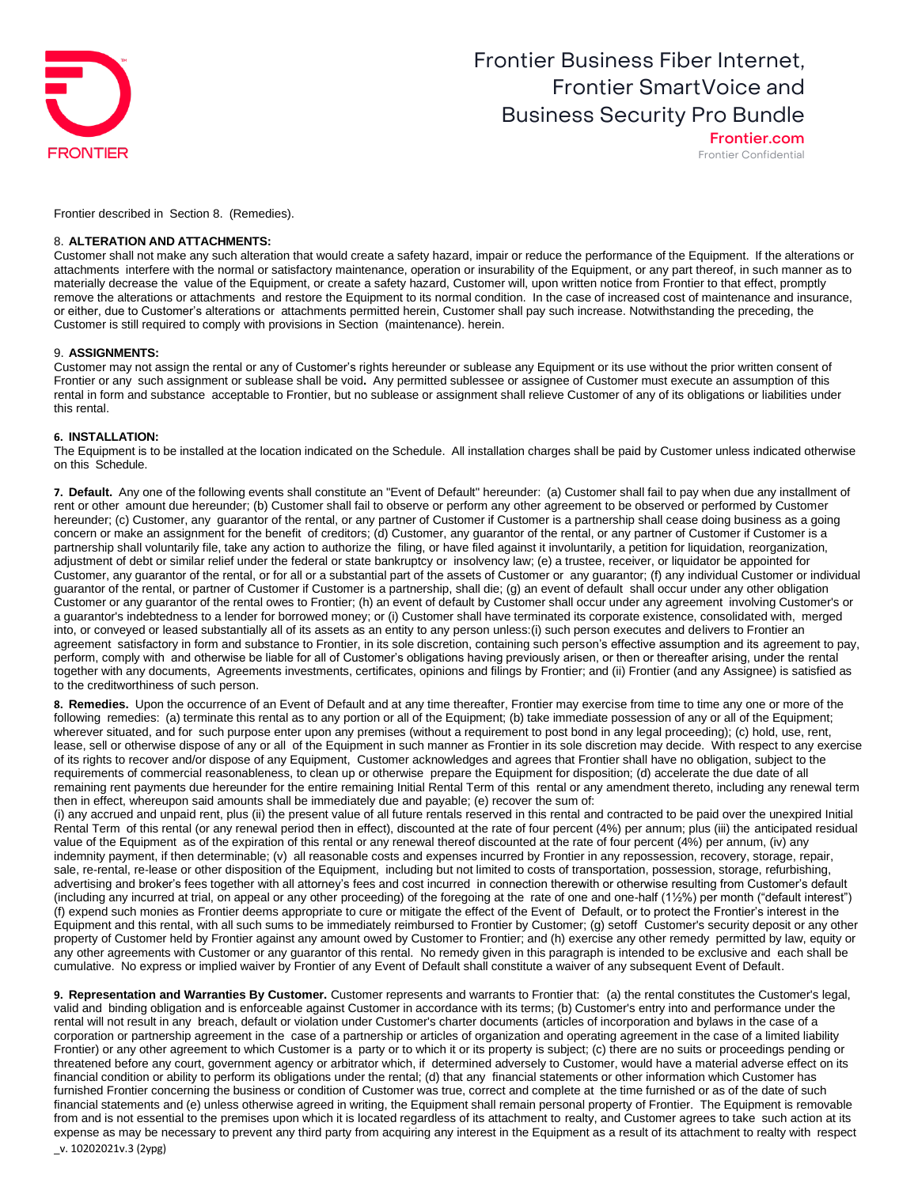Frontier described in Section 8. (Remedies).

8. **ALTERATION AND ATTACHMENTS:**
Customer shall not make any such alteration that would create a safety hazard, impair or reduce the performance of the Equipment. If the alterations or attachments interfere with the normal or satisfactory maintenance, operation or insurability of the Equipment, or any part thereof, in such manner as to materially decrease the value of the Equipment, or create a safety hazard, Customer will, upon written notice from Frontier to that effect, promptly remove the alterations or attachments and restore the Equipment to its normal condition. In the case of increased cost of maintenance and insurance, or either, due to Customer's alterations or attachments permitted herein, Customer shall pay such increase. Notwithstanding the preceding, the Customer is still required to comply with provisions in Section (maintenance). herein.

9. **ASSIGNMENTS:**
Customer may not assign the rental or any of Customer's rights hereunder or sublease any Equipment or its use without the prior written consent of Frontier or any such assignment or sublease shall be void**.** Any permitted sublessee or assignee of Customer must execute an assumption of this rental in form and substance acceptable to Frontier, but no sublease or assignment shall relieve Customer of any of its obligations or liabilities under this rental.

**6. INSTALLATION:**
The Equipment is to be installed at the location indicated on the Schedule. All installation charges shall be paid by Customer unless indicated otherwise on this Schedule.

**7. Default.** Any one of the following events shall constitute an "Event of Default" hereunder: (a) Customer shall fail to pay when due any installment of rent or other amount due hereunder; (b) Customer shall fail to observe or perform any other agreement to be observed or performed by Customer hereunder; (c) Customer, any guarantor of the rental, or any partner of Customer if Customer is a partnership shall cease doing business as a going concern or make an assignment for the benefit of creditors; (d) Customer, any guarantor of the rental, or any partner of Customer if Customer is a partnership shall voluntarily file, take any action to authorize the filing, or have filed against it involuntarily, a petition for liquidation, reorganization, adjustment of debt or similar relief under the federal or state bankruptcy or insolvency law; (e) a trustee, receiver, or liquidator be appointed for Customer, any guarantor of the rental, or for all or a substantial part of the assets of Customer or any guarantor; (f) any individual Customer or individual guarantor of the rental, or partner of Customer if Customer is a partnership, shall die; (g) an event of default shall occur under any other obligation Customer or any guarantor of the rental owes to Frontier; (h) an event of default by Customer shall occur under any agreement involving Customer's or a guarantor's indebtedness to a lender for borrowed money; or (i) Customer shall have terminated its corporate existence, consolidated with, merged into, or conveyed or leased substantially all of its assets as an entity to any person unless:(i) such person executes and delivers to Frontier an agreement satisfactory in form and substance to Frontier, in its sole discretion, containing such person's effective assumption and its agreement to pay, perform, comply with and otherwise be liable for all of Customer's obligations having previously arisen, or then or thereafter arising, under the rental together with any documents, Agreements investments, certificates, opinions and filings by Frontier; and (ii) Frontier (and any Assignee) is satisfied as to the creditworthiness of such person.

**8. Remedies.** Upon the occurrence of an Event of Default and at any time thereafter, Frontier may exercise from time to time any one or more of the following remedies: (a) terminate this rental as to any portion or all of the Equipment; (b) take immediate possession of any or all of the Equipment; wherever situated, and for such purpose enter upon any premises (without a requirement to post bond in any legal proceeding); (c) hold, use, rent, lease, sell or otherwise dispose of any or all of the Equipment in such manner as Frontier in its sole discretion may decide. With respect to any exercise of its rights to recover and/or dispose of any Equipment, Customer acknowledges and agrees that Frontier shall have no obligation, subject to the requirements of commercial reasonableness, to clean up or otherwise prepare the Equipment for disposition; (d) accelerate the due date of all remaining rent payments due hereunder for the entire remaining Initial Rental Term of this rental or any amendment thereto, including any renewal term then in effect, whereupon said amounts shall be immediately due and payable; (e) recover the sum of:
(i) any accrued and unpaid rent, plus (ii) the present value of all future rentals reserved in this rental and contracted to be paid over the unexpired Initial Rental Term of this rental (or any renewal period then in effect), discounted at the rate of four percent (4%) per annum; plus (iii) the anticipated residual value of the Equipment as of the expiration of this rental or any renewal thereof discounted at the rate of four percent (4%) per annum, (iv) any indemnity payment, if then determinable; (v) all reasonable costs and expenses incurred by Frontier in any repossession, recovery, storage, repair, sale, re-rental, re-lease or other disposition of the Equipment, including but not limited to costs of transportation, possession, storage, refurbishing, advertising and broker's fees together with all attorney's fees and cost incurred in connection therewith or otherwise resulting from Customer's default (including any incurred at trial, on appeal or any other proceeding) of the foregoing at the rate of one and one-half (1½%) per month ("default interest") (f) expend such monies as Frontier deems appropriate to cure or mitigate the effect of the Event of Default, or to protect the Frontier's interest in the Equipment and this rental, with all such sums to be immediately reimbursed to Frontier by Customer; (g) setoff Customer's security deposit or any other property of Customer held by Frontier against any amount owed by Customer to Frontier; and (h) exercise any other remedy permitted by law, equity or any other agreements with Customer or any guarantor of this rental. No remedy given in this paragraph is intended to be exclusive and each shall be cumulative. No express or implied waiver by Frontier of any Event of Default shall constitute a waiver of any subsequent Event of Default.

**9. Representation and Warranties By Customer.** Customer represents and warrants to Frontier that: (a) the rental constitutes the Customer's legal, valid and binding obligation and is enforceable against Customer in accordance with its terms; (b) Customer's entry into and performance under the rental will not result in any breach, default or violation under Customer's charter documents (articles of incorporation and bylaws in the case of a corporation or partnership agreement in the case of a partnership or articles of organization and operating agreement in the case of a limited liability Frontier) or any other agreement to which Customer is a party or to which it or its property is subject; (c) there are no suits or proceedings pending or threatened before any court, government agency or arbitrator which, if determined adversely to Customer, would have a material adverse effect on its financial condition or ability to perform its obligations under the rental; (d) that any financial statements or other information which Customer has furnished Frontier concerning the business or condition of Customer was true, correct and complete at the time furnished or as of the date of such financial statements and (e) unless otherwise agreed in writing, the Equipment shall remain personal property of Frontier. The Equipment is removable from and is not essential to the premises upon which it is located regardless of its attachment to realty, and Customer agrees to take such action at its expense as may be necessary to prevent any third party from acquiring any interest in the Equipment as a result of its attachment to realty with respect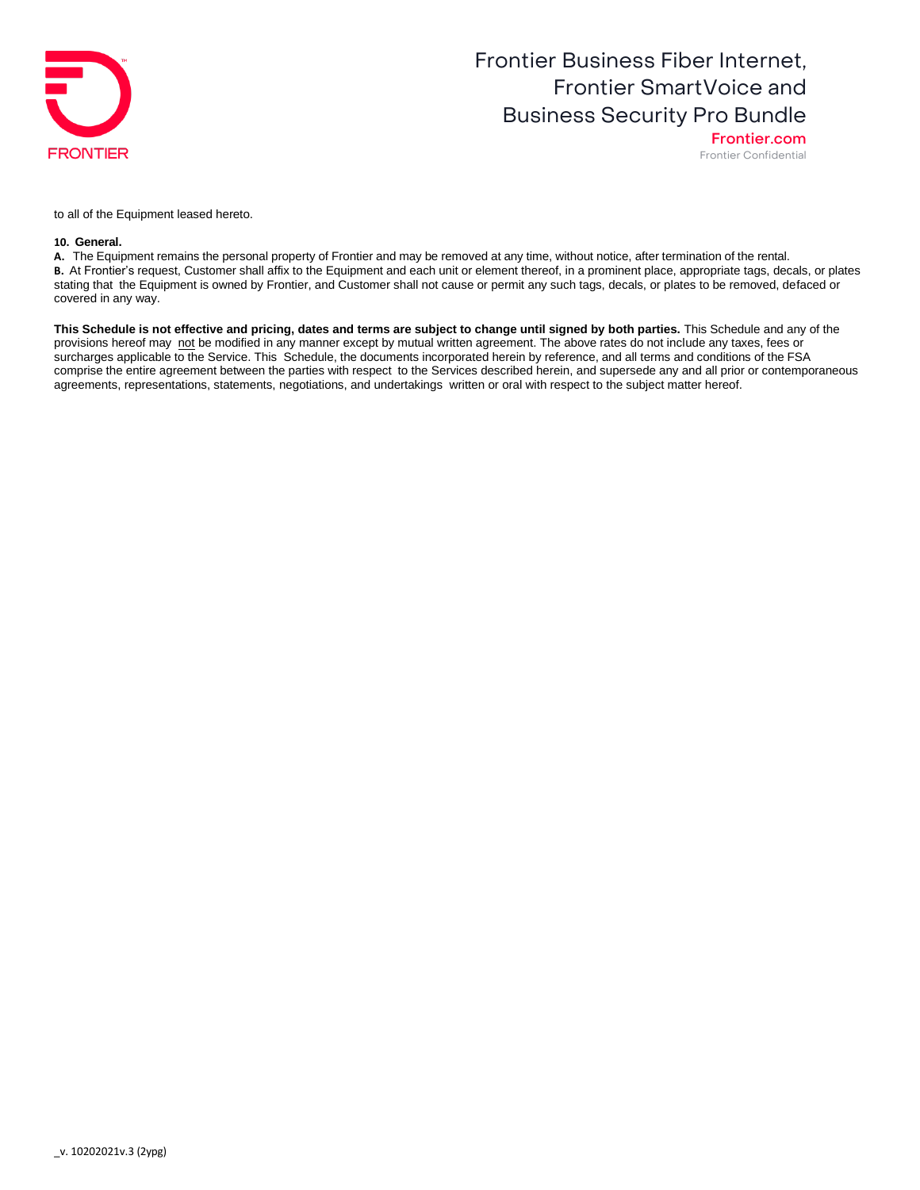to all of the Equipment leased hereto.

**10. General.**

**A.** The Equipment remains the personal property of Frontier and may be removed at any time, without notice, after termination of the rental.

**B.** At Frontier's request, Customer shall affix to the Equipment and each unit or element thereof, in a prominent place, appropriate tags, decals, or plates stating that the Equipment is owned by Frontier, and Customer shall not cause or permit any such tags, decals, or plates to be removed, defaced or covered in any way.

**This Schedule is not effective and pricing, dates and terms are subject to change until signed by both parties.** This Schedule and any of the provisions hereof may not be modified in any manner except by mutual written agreement. The above rates do not include any taxes, fees or surcharges applicable to the Service. This Schedule, the documents incorporated herein by reference, and all terms and conditions of the FSA comprise the entire agreement between the parties with respect to the Services described herein, and supersede any and all prior or contemporaneous agreements, representations, statements, negotiations, and undertakings written or oral with respect to the subject matter hereof.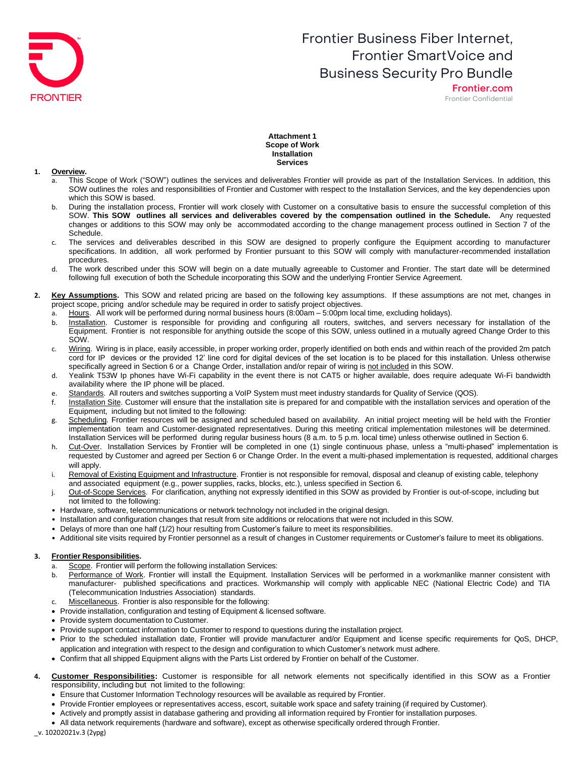# Attachment 1
## Scope of Work
## Installation Services

1. **Overview.**
   a. This Scope of Work ("SOW") outlines the services and deliverables Frontier will provide as part of the Installation Services. In addition, this SOW outlines the roles and responsibilities of Frontier and Customer with respect to the Installation Services, and the key dependencies upon which this SOW is based.
   b. During the installation process, Frontier will work closely with Customer on a consultative basis to ensure the successful completion of this SOW. **This SOW outlines all services and deliverables covered by the compensation outlined in the Schedule.** Any requested changes or additions to this SOW may only be accommodated according to the change management process outlined in Section 7 of the Schedule.
   c. The services and deliverables described in this SOW are designed to properly configure the Equipment according to manufacturer specifications. In addition, all work performed by Frontier pursuant to this SOW will comply with manufacturer-recommended installation procedures.
   d. The work described under this SOW will begin on a date mutually agreeable to Customer and Frontier. The start date will be determined following full execution of both the Schedule incorporating this SOW and the underlying Frontier Service Agreement.

2. **Key Assumptions.** This SOW and related pricing are based on the following key assumptions. If these assumptions are not met, changes in project scope, pricing and/or schedule may be required in order to satisfy project objectives.
   a. Hours. All work will be performed during normal business hours (8:00am – 5:00pm local time, excluding holidays).
   b. Installation. Customer is responsible for providing and configuring all routers, switches, and servers necessary for installation of the Equipment. Frontier is not responsible for anything outside the scope of this SOW, unless outlined in a mutually agreed Change Order to this SOW.
   c. Wiring. Wiring is in place, easily accessible, in proper working order, properly identified on both ends and within reach of the provided 2m patch cord for IP devices or the provided 12' line cord for digital devices of the set location is to be placed for this installation. Unless otherwise specifically agreed in Section 6 or a Change Order, installation and/or repair of wiring is not included in this SOW.
   d. Yealink T53W Ip phones have Wi-Fi capability in the event there is not CAT5 or higher available, does require adequate Wi-Fi bandwidth availability where the IP phone will be placed.
   e. Standards. All routers and switches supporting a VoIP System must meet industry standards for Quality of Service (QOS).
   f. Installation Site. Customer will ensure that the installation site is prepared for and compatible with the installation services and operation of the Equipment, including but not limited to the following:
   g. Scheduling. Frontier resources will be assigned and scheduled based on availability. An initial project meeting will be held with the Frontier implementation team and Customer-designated representatives. During this meeting critical implementation milestones will be determined. Installation Services will be performed during regular business hours (8 a.m. to 5 p.m. local time) unless otherwise outlined in Section 6.
   h. Cut-Over. Installation Services by Frontier will be completed in one (1) single continuous phase, unless a "multi-phased" implementation is requested by Customer and agreed per Section 6 or Change Order. In the event a multi-phased implementation is requested, additional charges will apply.
   i. Removal of Existing Equipment and Infrastructure. Frontier is not responsible for removal, disposal and cleanup of existing cable, telephony and associated equipment (e.g., power supplies, racks, blocks, etc.), unless specified in Section 6.
   j. Out-of-Scope Services. For clarification, anything not expressly identified in this SOW as provided by Frontier is out-of-scope, including but not limited to the following:
   - Hardware, software, telecommunications or network technology not included in the original design.
   - Installation and configuration changes that result from site additions or relocations that were not included in this SOW.
   - Delays of more than one half (1/2) hour resulting from Customer's failure to meet its responsibilities.
   - Additional site visits required by Frontier personnel as a result of changes in Customer requirements or Customer's failure to meet its obligations.

3. **Frontier Responsibilities.**
   a. Scope. Frontier will perform the following installation Services:
   b. Performance of Work. Frontier will install the Equipment. Installation Services will be performed in a workmanlike manner consistent with manufacturer- published specifications and practices. Workmanship will comply with applicable NEC (National Electric Code) and TIA (Telecommunication Industries Association) standards.
   c. Miscellaneous. Frontier is also responsible for the following:
   - Provide installation, configuration and testing of Equipment & licensed software.
   - Provide system documentation to Customer.
   - Provide support contact information to Customer to respond to questions during the installation project.
   - Prior to the scheduled installation date, Frontier will provide manufacturer and/or Equipment and license specific requirements for QoS, DHCP, application and integration with respect to the design and configuration to which Customer's network must adhere.
   - Confirm that all shipped Equipment aligns with the Parts List ordered by Frontier on behalf of the Customer.

4. **Customer Responsibilities:** Customer is responsible for all network elements not specifically identified in this SOW as a Frontier responsibility, including but not limited to the following:
   - Ensure that Customer Information Technology resources will be available as required by Frontier.
   - Provide Frontier employees or representatives access, escort, suitable work space and safety training (if required by Customer).
   - Actively and promptly assist in database gathering and providing all information required by Frontier for installation purposes.
   - All data network requirements (hardware and software), except as otherwise specifically ordered through Frontier.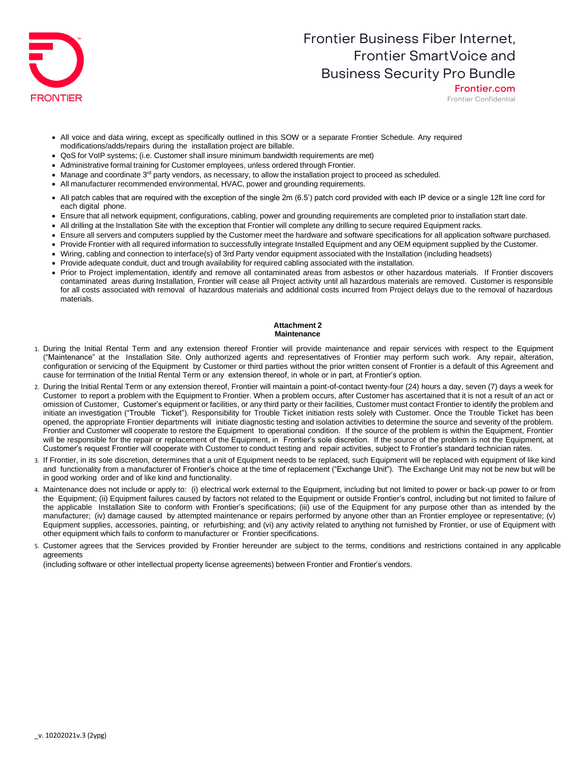- All voice and data wiring, except as specifically outlined in this SOW or a separate Frontier Schedule. Any required modifications/adds/repairs during the installation project are billable.
- QoS for VoIP systems; (i.e. Customer shall insure minimum bandwidth requirements are met)
- Administrative formal training for Customer employees, unless ordered through Frontier.
- Manage and coordinate 3rd party vendors, as necessary, to allow the installation project to proceed as scheduled.
- All manufacturer recommended environmental, HVAC, power and grounding requirements.
- All patch cables that are required with the exception of the single 2m (6.5') patch cord provided with each IP device or a single 12ft line cord for each digital phone.
- Ensure that all network equipment, configurations, cabling, power and grounding requirements are completed prior to installation start date.
- All drilling at the Installation Site with the exception that Frontier will complete any drilling to secure required Equipment racks.
- Ensure all servers and computers supplied by the Customer meet the hardware and software specifications for all application software purchased.
- Provide Frontier with all required information to successfully integrate Installed Equipment and any OEM equipment supplied by the Customer.
- Wiring, cabling and connection to interface(s) of 3rd Party vendor equipment associated with the Installation (including headsets)
- Provide adequate conduit, duct and trough availability for required cabling associated with the installation.
- Prior to Project implementation, identify and remove all contaminated areas from asbestos or other hazardous materials. If Frontier discovers contaminated areas during Installation, Frontier will cease all Project activity until all hazardous materials are removed. Customer is responsible for all costs associated with removal of hazardous materials and additional costs incurred from Project delays due to the removal of hazardous materials.

**Attachment 2**
**Maintenance**

1. During the Initial Rental Term and any extension thereof Frontier will provide maintenance and repair services with respect to the Equipment ("Maintenance" at the Installation Site. Only authorized agents and representatives of Frontier may perform such work. Any repair, alteration, configuration or servicing of the Equipment by Customer or third parties without the prior written consent of Frontier is a default of this Agreement and cause for termination of the Initial Rental Term or any extension thereof, in whole or in part, at Frontier's option.
2. During the Initial Rental Term or any extension thereof, Frontier will maintain a point-of-contact twenty-four (24) hours a day, seven (7) days a week for Customer to report a problem with the Equipment to Frontier. When a problem occurs, after Customer has ascertained that it is not a result of an act or omission of Customer, Customer's equipment or facilities, or any third party or their facilities, Customer must contact Frontier to identify the problem and initiate an investigation ("Trouble Ticket"). Responsibility for Trouble Ticket initiation rests solely with Customer. Once the Trouble Ticket has been opened, the appropriate Frontier departments will initiate diagnostic testing and isolation activities to determine the source and severity of the problem. Frontier and Customer will cooperate to restore the Equipment to operational condition. If the source of the problem is within the Equipment, Frontier will be responsible for the repair or replacement of the Equipment, in Frontier's sole discretion. If the source of the problem is not the Equipment, at Customer's request Frontier will cooperate with Customer to conduct testing and repair activities, subject to Frontier's standard technician rates.
3. If Frontier, in its sole discretion, determines that a unit of Equipment needs to be replaced, such Equipment will be replaced with equipment of like kind and functionality from a manufacturer of Frontier's choice at the time of replacement ("Exchange Unit"). The Exchange Unit may not be new but will be in good working order and of like kind and functionality.
4. Maintenance does not include or apply to: (i) electrical work external to the Equipment, including but not limited to power or back-up power to or from the Equipment; (ii) Equipment failures caused by factors not related to the Equipment or outside Frontier's control, including but not limited to failure of the applicable Installation Site to conform with Frontier's specifications; (iii) use of the Equipment for any purpose other than as intended by the manufacturer; (iv) damage caused by attempted maintenance or repairs performed by anyone other than an Frontier employee or representative; (v) Equipment supplies, accessories, painting, or refurbishing; and (vi) any activity related to anything not furnished by Frontier, or use of Equipment with other equipment which fails to conform to manufacturer or Frontier specifications.
5. Customer agrees that the Services provided by Frontier hereunder are subject to the terms, conditions and restrictions contained in any applicable agreements
(including software or other intellectual property license agreements) between Frontier and Frontier's vendors.